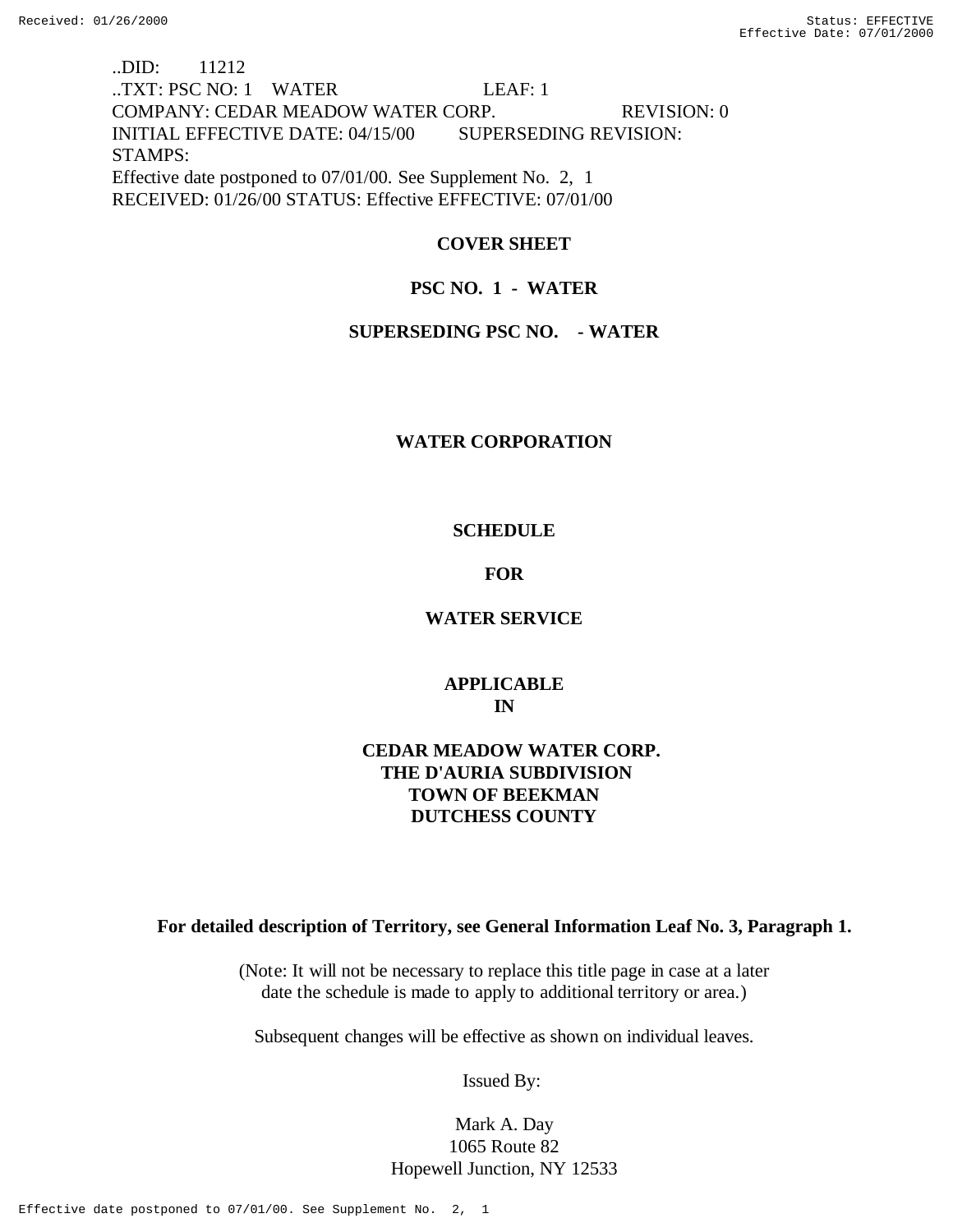..DID: 11212
..TXT: PSC NO: 1 WATER LEAF: 1
COMPANY: CEDAR MEADOW WATER CORP. REVISION: 0
INITIAL EFFECTIVE DATE: 04/15/00 SUPERSEDING REVISION:
STAMPS:
Effective date postponed to 07/01/00. See Supplement No. 2, 1
RECEIVED: 01/26/00 STATUS: Effective EFFECTIVE: 07/01/00

**COVER SHEET**

**PSC NO. 1 - WATER**

**SUPERSEDING PSC NO. - WATER**

**WATER CORPORATION**

**SCHEDULE**

**FOR**

**WATER SERVICE**

**APPLICABLE**
**IN**

**CEDAR MEADOW WATER CORP.**
**THE D'AURIA SUBDIVISION**
**TOWN OF BEEKMAN**
**DUTCHESS COUNTY**

**For detailed description of Territory, see General Information Leaf No. 3, Paragraph 1.**

(Note: It will not be necessary to replace this title page in case at a later date the schedule is made to apply to additional territory or area.)

Subsequent changes will be effective as shown on individual leaves.

Issued By:

Mark A. Day
1065 Route 82
Hopewell Junction, NY 12533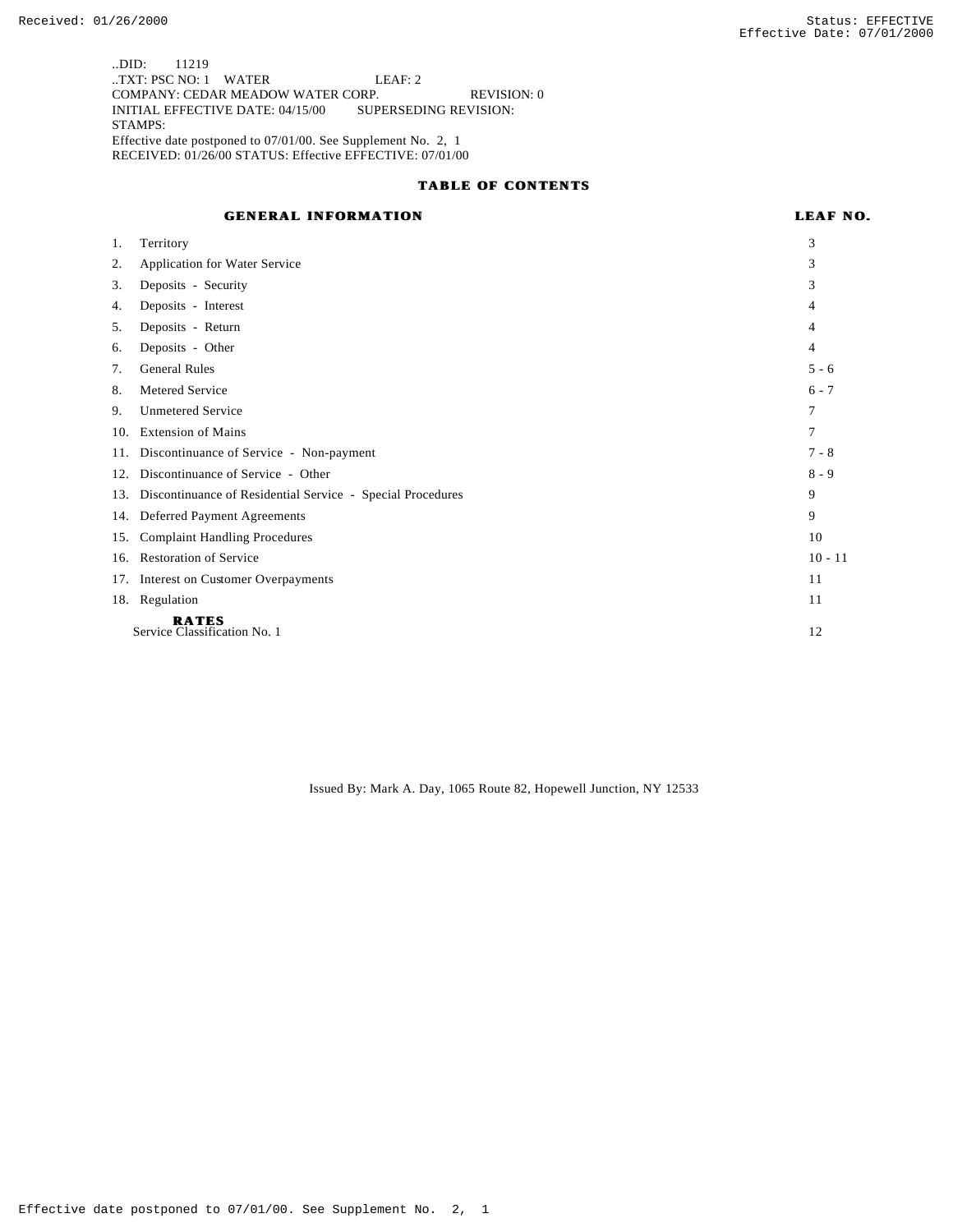..DID: 11219
..TXT: PSC NO: 1 WATER LEAF: 2
COMPANY: CEDAR MEADOW WATER CORP. REVISION: 0
INITIAL EFFECTIVE DATE: 04/15/00 SUPERSEDING REVISION:
STAMPS:
Effective date postponed to 07/01/00. See Supplement No. 2, 1
RECEIVED: 01/26/00 STATUS: Effective EFFECTIVE: 07/01/00

## TABLE OF CONTENTS

| GENERAL INFORMATION | LEAF NO. |
|---|---|
| 1. Territory | 3 |
| 2. Application for Water Service | 3 |
| 3. Deposits - Security | 3 |
| 4. Deposits - Interest | 4 |
| 5. Deposits - Return | 4 |
| 6. Deposits - Other | 4 |
| 7. General Rules | 5 - 6 |
| 8. Metered Service | 6 - 7 |
| 9. Unmetered Service | 7 |
| 10. Extension of Mains | 7 |
| 11. Discontinuance of Service - Non-payment | 7 - 8 |
| 12. Discontinuance of Service - Other | 8 - 9 |
| 13. Discontinuance of Residential Service - Special Procedures | 9 |
| 14. Deferred Payment Agreements | 9 |
| 15. Complaint Handling Procedures | 10 |
| 16. Restoration of Service | 10 - 11 |
| 17. Interest on Customer Overpayments | 11 |
| 18. Regulation | 11 |
| **RATES** | |
| Service Classification No. 1 | 12 |

Issued By: Mark A. Day, 1065 Route 82, Hopewell Junction, NY 12533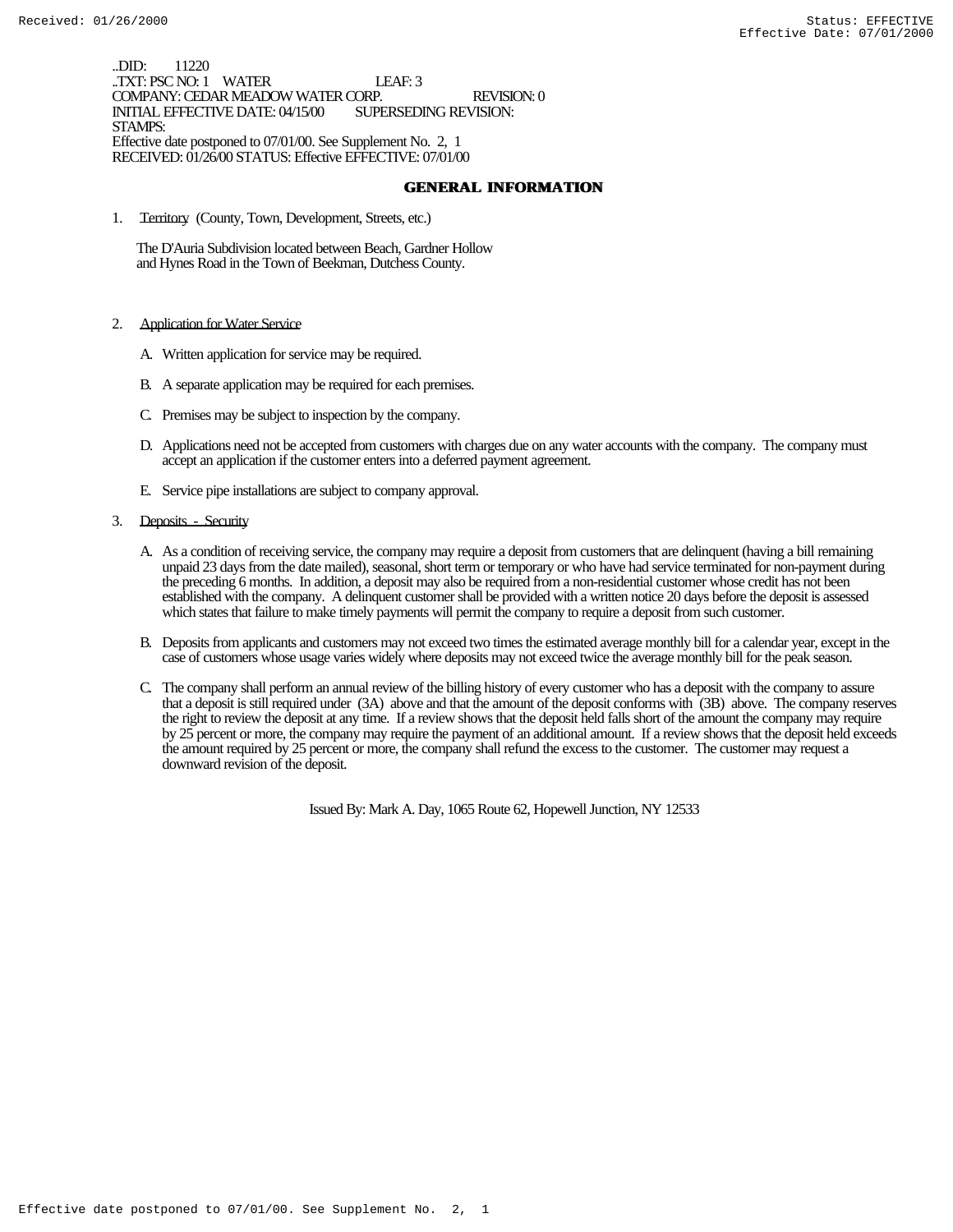..DID: 11220
..TXT: PSC NO: 1 WATER LEAF: 3
COMPANY: CEDAR MEADOW WATER CORP. REVISION: 0
INITIAL EFFECTIVE DATE: 04/15/00 SUPERSEDING REVISION:
STAMPS:
Effective date postponed to 07/01/00. See Supplement No. 2, 1
RECEIVED: 01/26/00 STATUS: Effective EFFECTIVE: 07/01/00

## GENERAL INFORMATION

1. Territory (County, Town, Development, Streets, etc.)

   The D'Auria Subdivision located between Beach, Gardner Hollow and Hynes Road in the Town of Beekman, Dutchess County.

2. Application for Water Service

   A. Written application for service may be required.

   B. A separate application may be required for each premises.

   C. Premises may be subject to inspection by the company.

   D. Applications need not be accepted from customers with charges due on any water accounts with the company. The company must accept an application if the customer enters into a deferred payment agreement.

   E. Service pipe installations are subject to company approval.

3. Deposits - Security

   A. As a condition of receiving service, the company may require a deposit from customers that are delinquent (having a bill remaining unpaid 23 days from the date mailed), seasonal, short term or temporary or who have had service terminated for non-payment during the preceding 6 months. In addition, a deposit may also be required from a non-residential customer whose credit has not been established with the company. A delinquent customer shall be provided with a written notice 20 days before the deposit is assessed which states that failure to make timely payments will permit the company to require a deposit from such customer.

   B. Deposits from applicants and customers may not exceed two times the estimated average monthly bill for a calendar year, except in the case of customers whose usage varies widely where deposits may not exceed twice the average monthly bill for the peak season.

   C. The company shall perform an annual review of the billing history of every customer who has a deposit with the company to assure that a deposit is still required under (3A) above and that the amount of the deposit conforms with (3B) above. The company reserves the right to review the deposit at any time. If a review shows that the deposit held falls short of the amount the company may require by 25 percent or more, the company may require the payment of an additional amount. If a review shows that the deposit held exceeds the amount required by 25 percent or more, the company shall refund the excess to the customer. The customer may request a downward revision of the deposit.

Issued By: Mark A. Day, 1065 Route 62, Hopewell Junction, NY 12533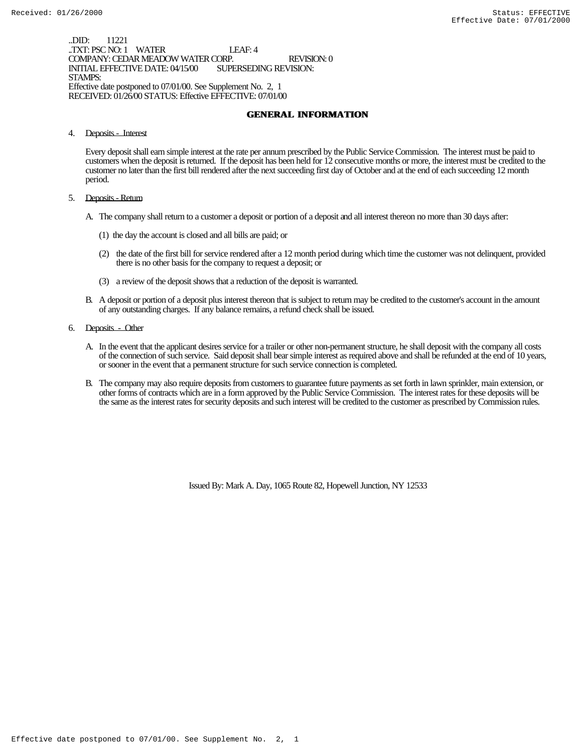..DID: 11221
..TXT: PSC NO: 1 WATER LEAF: 4
COMPANY: CEDAR MEADOW WATER CORP. REVISION: 0
INITIAL EFFECTIVE DATE: 04/15/00 SUPERSEDING REVISION:
STAMPS:
Effective date postponed to 07/01/00. See Supplement No. 2, 1
RECEIVED: 01/26/00 STATUS: Effective EFFECTIVE: 07/01/00

## GENERAL INFORMATION

4. Deposits - Interest

   Every deposit shall earn simple interest at the rate per annum prescribed by the Public Service Commission. The interest must be paid to customers when the deposit is returned. If the deposit has been held for 12 consecutive months or more, the interest must be credited to the customer no later than the first bill rendered after the next succeeding first day of October and at the end of each succeeding 12 month period.

5. Deposits - Return

   A. The company shall return to a customer a deposit or portion of a deposit and all interest thereon no more than 30 days after:

      (1) the day the account is closed and all bills are paid; or

      (2) the date of the first bill for service rendered after a 12 month period during which time the customer was not delinquent, provided there is no other basis for the company to request a deposit; or

      (3) a review of the deposit shows that a reduction of the deposit is warranted.

   B. A deposit or portion of a deposit plus interest thereon that is subject to return may be credited to the customer's account in the amount of any outstanding charges. If any balance remains, a refund check shall be issued.

6. Deposits - Other

   A. In the event that the applicant desires service for a trailer or other non-permanent structure, he shall deposit with the company all costs of the connection of such service. Said deposit shall bear simple interest as required above and shall be refunded at the end of 10 years, or sooner in the event that a permanent structure for such service connection is completed.

   B. The company may also require deposits from customers to guarantee future payments as set forth in lawn sprinkler, main extension, or other forms of contracts which are in a form approved by the Public Service Commission. The interest rates for these deposits will be the same as the interest rates for security deposits and such interest will be credited to the customer as prescribed by Commission rules.

Issued By: Mark A. Day, 1065 Route 82, Hopewell Junction, NY 12533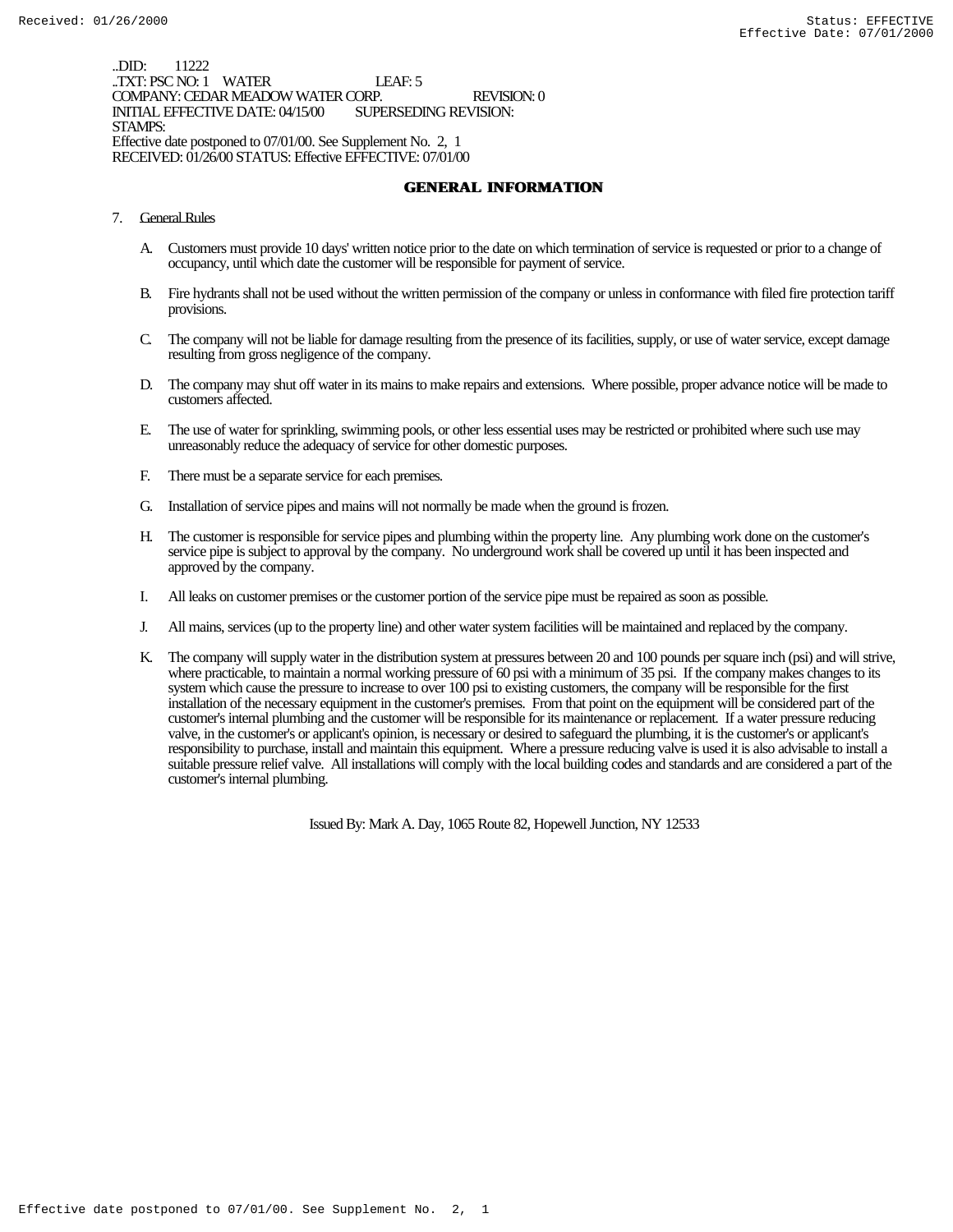..DID: 11222
..TXT: PSC NO: 1 WATER LEAF: 5
COMPANY: CEDAR MEADOW WATER CORP. REVISION: 0
INITIAL EFFECTIVE DATE: 04/15/00 SUPERSEDING REVISION:
STAMPS:
Effective date postponed to 07/01/00. See Supplement No. 2, 1
RECEIVED: 01/26/00 STATUS: Effective EFFECTIVE: 07/01/00

## GENERAL INFORMATION

7. General Rules

   A. Customers must provide 10 days' written notice prior to the date on which termination of service is requested or prior to a change of occupancy, until which date the customer will be responsible for payment of service.

   B. Fire hydrants shall not be used without the written permission of the company or unless in conformance with filed fire protection tariff provisions.

   C. The company will not be liable for damage resulting from the presence of its facilities, supply, or use of water service, except damage resulting from gross negligence of the company.

   D. The company may shut off water in its mains to make repairs and extensions. Where possible, proper advance notice will be made to customers affected.

   E. The use of water for sprinkling, swimming pools, or other less essential uses may be restricted or prohibited where such use may unreasonably reduce the adequacy of service for other domestic purposes.

   F. There must be a separate service for each premises.

   G. Installation of service pipes and mains will not normally be made when the ground is frozen.

   H. The customer is responsible for service pipes and plumbing within the property line. Any plumbing work done on the customer's service pipe is subject to approval by the company. No underground work shall be covered up until it has been inspected and approved by the company.

   I. All leaks on customer premises or the customer portion of the service pipe must be repaired as soon as possible.

   J. All mains, services (up to the property line) and other water system facilities will be maintained and replaced by the company.

   K. The company will supply water in the distribution system at pressures between 20 and 100 pounds per square inch (psi) and will strive, where practicable, to maintain a normal working pressure of 60 psi with a minimum of 35 psi. If the company makes changes to its system which cause the pressure to increase to over 100 psi to existing customers, the company will be responsible for the first installation of the necessary equipment in the customer's premises. From that point on the equipment will be considered part of the customer's internal plumbing and the customer will be responsible for its maintenance or replacement. If a water pressure reducing valve, in the customer's or applicant's opinion, is necessary or desired to safeguard the plumbing, it is the customer's or applicant's responsibility to purchase, install and maintain this equipment. Where a pressure reducing valve is used it is also advisable to install a suitable pressure relief valve. All installations will comply with the local building codes and standards and are considered a part of the customer's internal plumbing.

Issued By: Mark A. Day, 1065 Route 82, Hopewell Junction, NY 12533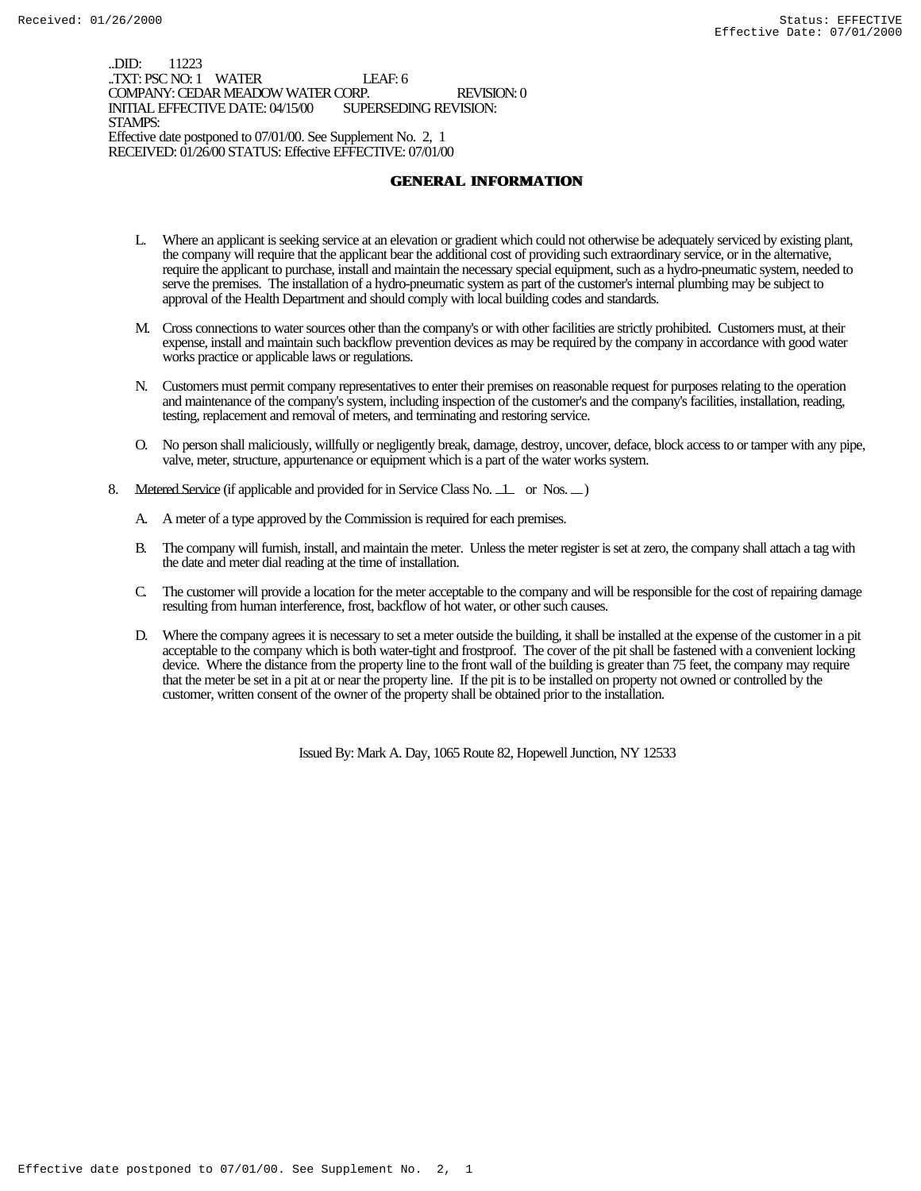..DID: 11223
..TXT: PSC NO: 1 WATER LEAF: 6
COMPANY: CEDAR MEADOW WATER CORP. REVISION: 0
INITIAL EFFECTIVE DATE: 04/15/00 SUPERSEDING REVISION:
STAMPS:
Effective date postponed to 07/01/00. See Supplement No. 2, 1
RECEIVED: 01/26/00 STATUS: Effective EFFECTIVE: 07/01/00

## GENERAL INFORMATION

L. Where an applicant is seeking service at an elevation or gradient which could not otherwise be adequately serviced by existing plant, the company will require that the applicant bear the additional cost of providing such extraordinary service, or in the alternative, require the applicant to purchase, install and maintain the necessary special equipment, such as a hydro-pneumatic system, needed to serve the premises. The installation of a hydro-pneumatic system as part of the customer's internal plumbing may be subject to approval of the Health Department and should comply with local building codes and standards.

M. Cross connections to water sources other than the company's or with other facilities are strictly prohibited. Customers must, at their expense, install and maintain such backflow prevention devices as may be required by the company in accordance with good water works practice or applicable laws or regulations.

N. Customers must permit company representatives to enter their premises on reasonable request for purposes relating to the operation and maintenance of the company's system, including inspection of the customer's and the company's facilities, installation, reading, testing, replacement and removal of meters, and terminating and restoring service.

O. No person shall maliciously, willfully or negligently break, damage, destroy, uncover, deface, block access to or tamper with any pipe, valve, meter, structure, appurtenance or equipment which is a part of the water works system.

8. Metered Service (if applicable and provided for in Service Class No. 1 or Nos. __ )

A. A meter of a type approved by the Commission is required for each premises.

B. The company will furnish, install, and maintain the meter. Unless the meter register is set at zero, the company shall attach a tag with the date and meter dial reading at the time of installation.

C. The customer will provide a location for the meter acceptable to the company and will be responsible for the cost of repairing damage resulting from human interference, frost, backflow of hot water, or other such causes.

D. Where the company agrees it is necessary to set a meter outside the building, it shall be installed at the expense of the customer in a pit acceptable to the company which is both water-tight and frostproof. The cover of the pit shall be fastened with a convenient locking device. Where the distance from the property line to the front wall of the building is greater than 75 feet, the company may require that the meter be set in a pit at or near the property line. If the pit is to be installed on property not owned or controlled by the customer, written consent of the owner of the property shall be obtained prior to the installation.

Issued By: Mark A. Day, 1065 Route 82, Hopewell Junction, NY 12533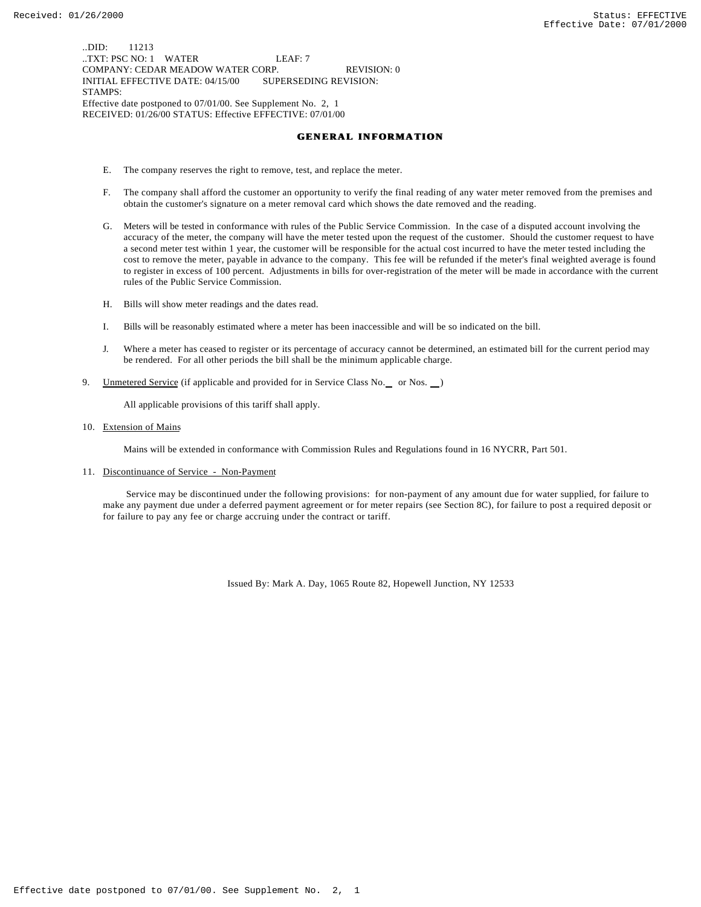..DID: 11213
..TXT: PSC NO: 1 WATER LEAF: 7
COMPANY: CEDAR MEADOW WATER CORP. REVISION: 0
INITIAL EFFECTIVE DATE: 04/15/00 SUPERSEDING REVISION:
STAMPS:
Effective date postponed to 07/01/00. See Supplement No. 2, 1
RECEIVED: 01/26/00 STATUS: Effective EFFECTIVE: 07/01/00

## GENERAL INFORMATION

E. The company reserves the right to remove, test, and replace the meter.

F. The company shall afford the customer an opportunity to verify the final reading of any water meter removed from the premises and obtain the customer's signature on a meter removal card which shows the date removed and the reading.

G. Meters will be tested in conformance with rules of the Public Service Commission. In the case of a disputed account involving the accuracy of the meter, the company will have the meter tested upon the request of the customer. Should the customer request to have a second meter test within 1 year, the customer will be responsible for the actual cost incurred to have the meter tested including the cost to remove the meter, payable in advance to the company. This fee will be refunded if the meter's final weighted average is found to register in excess of 100 percent. Adjustments in bills for over-registration of the meter will be made in accordance with the current rules of the Public Service Commission.

H. Bills will show meter readings and the dates read.

I. Bills will be reasonably estimated where a meter has been inaccessible and will be so indicated on the bill.

J. Where a meter has ceased to register or its percentage of accuracy cannot be determined, an estimated bill for the current period may be rendered. For all other periods the bill shall be the minimum applicable charge.

9. Unmetered Service (if applicable and provided for in Service Class No.__ or Nos. __)

   All applicable provisions of this tariff shall apply.

10. Extension of Mains

    Mains will be extended in conformance with Commission Rules and Regulations found in 16 NYCRR, Part 501.

11. Discontinuance of Service - Non-Payment

    Service may be discontinued under the following provisions: for non-payment of any amount due for water supplied, for failure to make any payment due under a deferred payment agreement or for meter repairs (see Section 8C), for failure to post a required deposit or for failure to pay any fee or charge accruing under the contract or tariff.

Issued By: Mark A. Day, 1065 Route 82, Hopewell Junction, NY 12533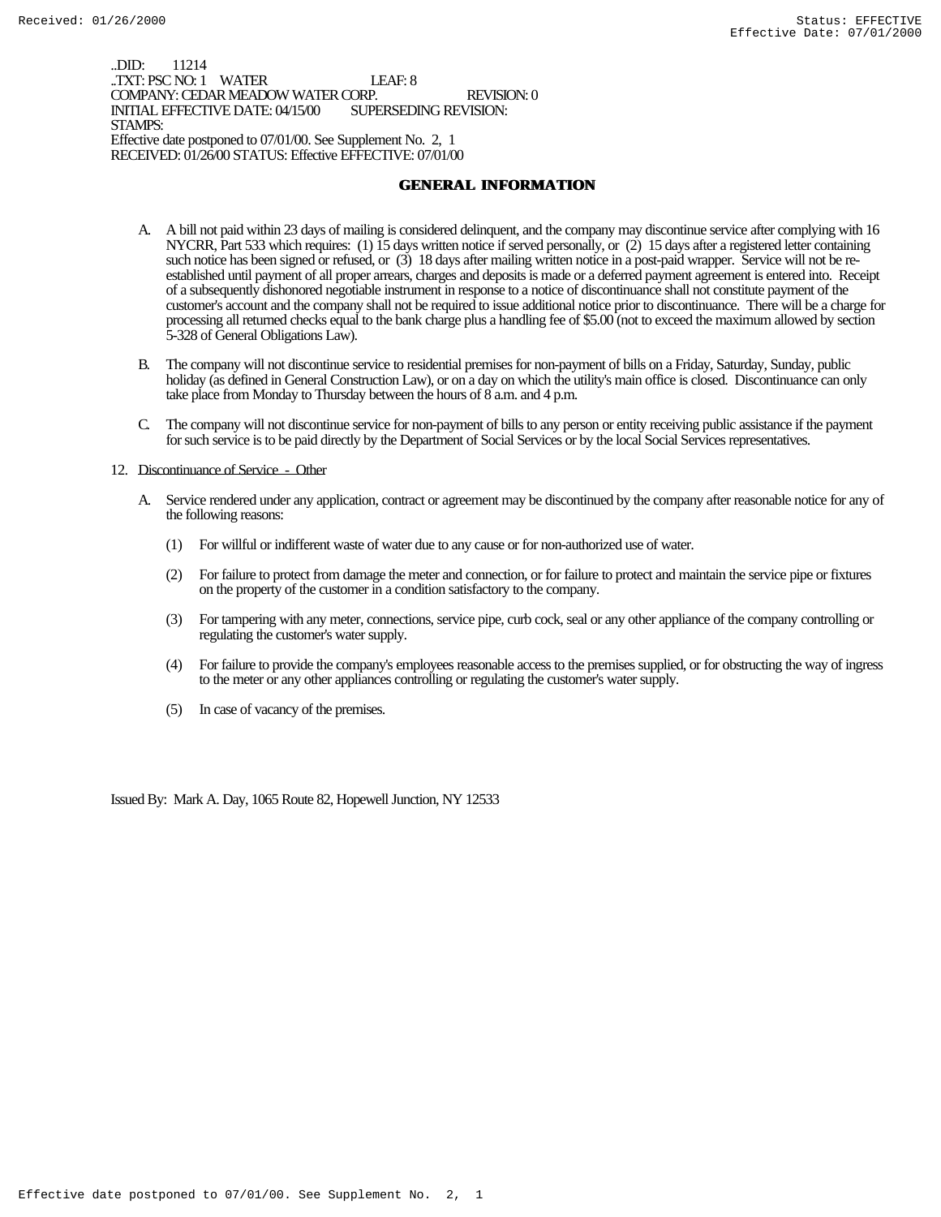..DID: 11214
..TXT: PSC NO: 1 WATER LEAF: 8
COMPANY: CEDAR MEADOW WATER CORP. REVISION: 0
INITIAL EFFECTIVE DATE: 04/15/00 SUPERSEDING REVISION:
STAMPS:
Effective date postponed to 07/01/00. See Supplement No. 2, 1
RECEIVED: 01/26/00 STATUS: Effective EFFECTIVE: 07/01/00

## GENERAL INFORMATION

A. A bill not paid within 23 days of mailing is considered delinquent, and the company may discontinue service after complying with 16 NYCRR, Part 533 which requires: (1) 15 days written notice if served personally, or (2) 15 days after a registered letter containing such notice has been signed or refused, or (3) 18 days after mailing written notice in a post-paid wrapper. Service will not be re-established until payment of all proper arrears, charges and deposits is made or a deferred payment agreement is entered into. Receipt of a subsequently dishonored negotiable instrument in response to a notice of discontinuance shall not constitute payment of the customer's account and the company shall not be required to issue additional notice prior to discontinuance. There will be a charge for processing all returned checks equal to the bank charge plus a handling fee of $5.00 (not to exceed the maximum allowed by section 5-328 of General Obligations Law).

B. The company will not discontinue service to residential premises for non-payment of bills on a Friday, Saturday, Sunday, public holiday (as defined in General Construction Law), or on a day on which the utility's main office is closed. Discontinuance can only take place from Monday to Thursday between the hours of 8 a.m. and 4 p.m.

C. The company will not discontinue service for non-payment of bills to any person or entity receiving public assistance if the payment for such service is to be paid directly by the Department of Social Services or by the local Social Services representatives.

12. Discontinuance of Service - Other

A. Service rendered under any application, contract or agreement may be discontinued by the company after reasonable notice for any of the following reasons:

(1) For willful or indifferent waste of water due to any cause or for non-authorized use of water.

(2) For failure to protect from damage the meter and connection, or for failure to protect and maintain the service pipe or fixtures on the property of the customer in a condition satisfactory to the company.

(3) For tampering with any meter, connections, service pipe, curb cock, seal or any other appliance of the company controlling or regulating the customer's water supply.

(4) For failure to provide the company's employees reasonable access to the premises supplied, or for obstructing the way of ingress to the meter or any other appliances controlling or regulating the customer's water supply.

(5) In case of vacancy of the premises.

Issued By: Mark A. Day, 1065 Route 82, Hopewell Junction, NY 12533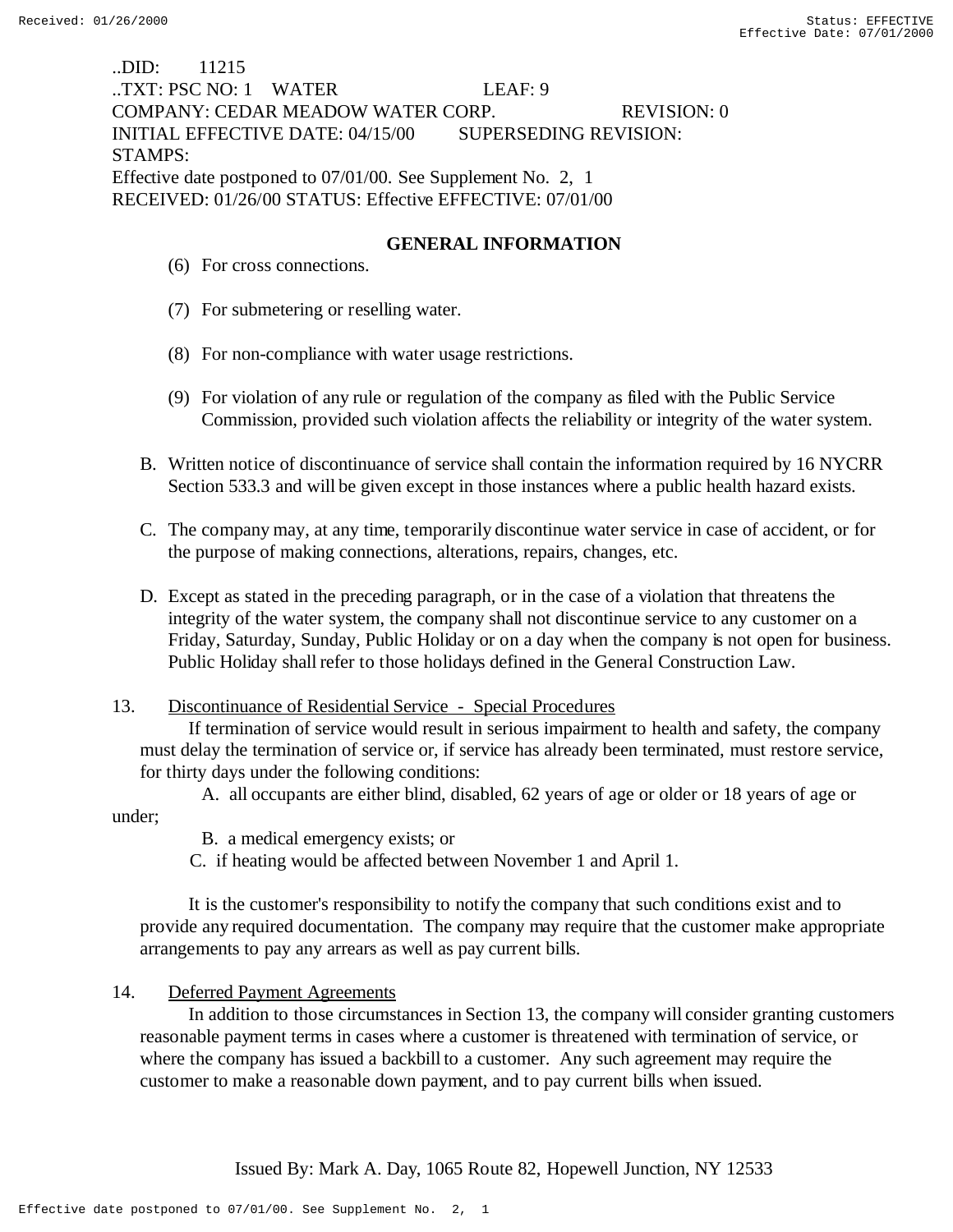..DID: 11215
..TXT: PSC NO: 1 WATER LEAF: 9
COMPANY: CEDAR MEADOW WATER CORP. REVISION: 0
INITIAL EFFECTIVE DATE: 04/15/00 SUPERSEDING REVISION:
STAMPS:
Effective date postponed to 07/01/00. See Supplement No. 2, 1
RECEIVED: 01/26/00 STATUS: Effective EFFECTIVE: 07/01/00

## GENERAL INFORMATION

(6) For cross connections.

(7) For submetering or reselling water.

(8) For non-compliance with water usage restrictions.

(9) For violation of any rule or regulation of the company as filed with the Public Service Commission, provided such violation affects the reliability or integrity of the water system.

B. Written notice of discontinuance of service shall contain the information required by 16 NYCRR Section 533.3 and will be given except in those instances where a public health hazard exists.

C. The company may, at any time, temporarily discontinue water service in case of accident, or for the purpose of making connections, alterations, repairs, changes, etc.

D. Except as stated in the preceding paragraph, or in the case of a violation that threatens the integrity of the water system, the company shall not discontinue service to any customer on a Friday, Saturday, Sunday, Public Holiday or on a day when the company is not open for business. Public Holiday shall refer to those holidays defined in the General Construction Law.

13. Discontinuance of Residential Service - Special Procedures

If termination of service would result in serious impairment to health and safety, the company must delay the termination of service or, if service has already been terminated, must restore service, for thirty days under the following conditions:

A. all occupants are either blind, disabled, 62 years of age or older or 18 years of age or under;

B. a medical emergency exists; or

C. if heating would be affected between November 1 and April 1.

It is the customer's responsibility to notify the company that such conditions exist and to provide any required documentation. The company may require that the customer make appropriate arrangements to pay any arrears as well as pay current bills.

14. Deferred Payment Agreements

In addition to those circumstances in Section 13, the company will consider granting customers reasonable payment terms in cases where a customer is threatened with termination of service, or where the company has issued a backbill to a customer. Any such agreement may require the customer to make a reasonable down payment, and to pay current bills when issued.

Issued By: Mark A. Day, 1065 Route 82, Hopewell Junction, NY 12533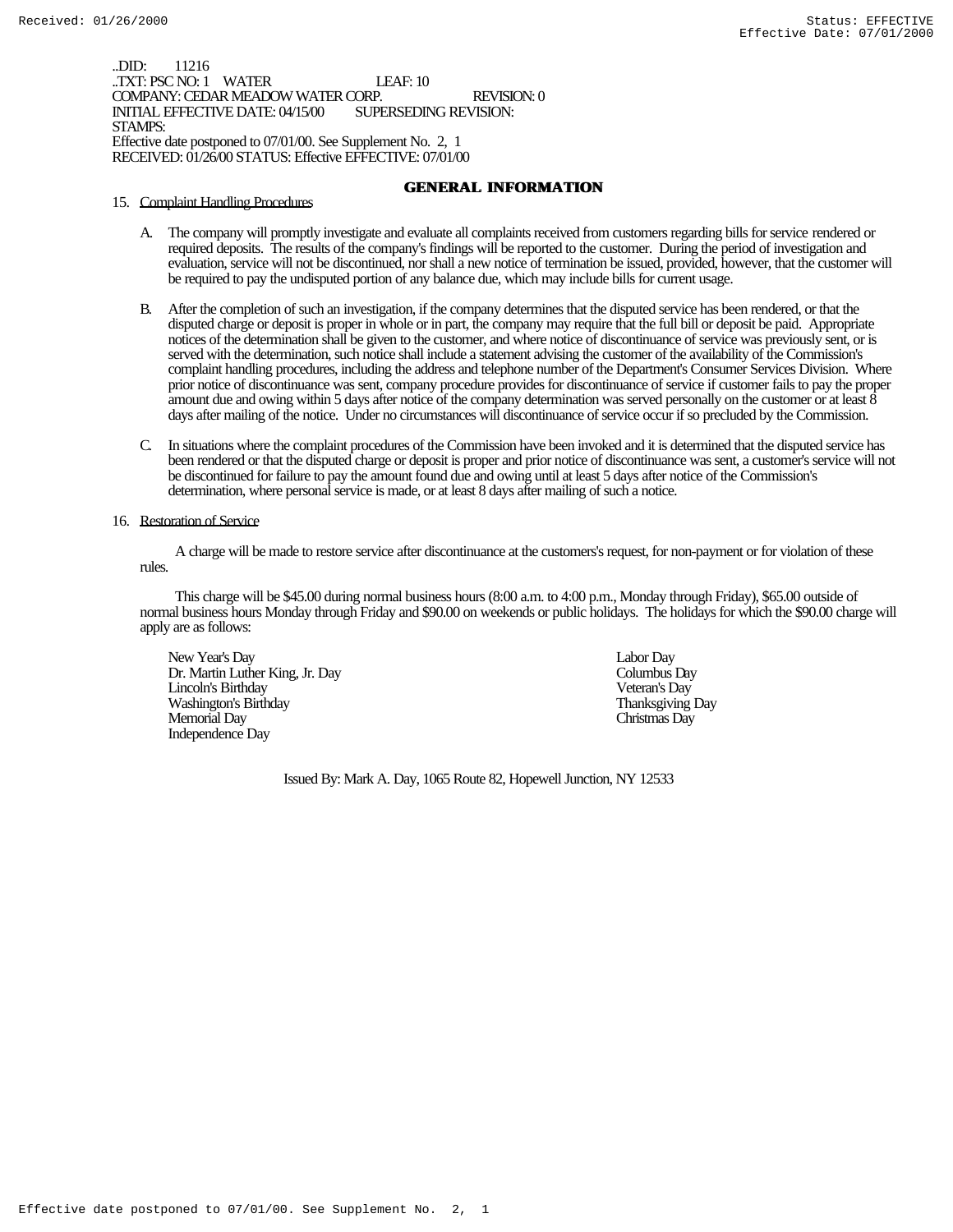..DID: 11216
..TXT: PSC NO: 1 WATER LEAF: 10
COMPANY: CEDAR MEADOW WATER CORP. REVISION: 0
INITIAL EFFECTIVE DATE: 04/15/00 SUPERSEDING REVISION:
STAMPS:
Effective date postponed to 07/01/00. See Supplement No. 2, 1
RECEIVED: 01/26/00 STATUS: Effective EFFECTIVE: 07/01/00

## GENERAL INFORMATION

15. Complaint Handling Procedures

A. The company will promptly investigate and evaluate all complaints received from customers regarding bills for service rendered or required deposits. The results of the company's findings will be reported to the customer. During the period of investigation and evaluation, service will not be discontinued, nor shall a new notice of termination be issued, provided, however, that the customer will be required to pay the undisputed portion of any balance due, which may include bills for current usage.

B. After the completion of such an investigation, if the company determines that the disputed service has been rendered, or that the disputed charge or deposit is proper in whole or in part, the company may require that the full bill or deposit be paid. Appropriate notices of the determination shall be given to the customer, and where notice of discontinuance of service was previously sent, or is served with the determination, such notice shall include a statement advising the customer of the availability of the Commission's complaint handling procedures, including the address and telephone number of the Department's Consumer Services Division. Where prior notice of discontinuance was sent, company procedure provides for discontinuance of service if customer fails to pay the proper amount due and owing within 5 days after notice of the company determination was served personally on the customer or at least 8 days after mailing of the notice. Under no circumstances will discontinuance of service occur if so precluded by the Commission.

C. In situations where the complaint procedures of the Commission have been invoked and it is determined that the disputed service has been rendered or that the disputed charge or deposit is proper and prior notice of discontinuance was sent, a customer's service will not be discontinued for failure to pay the amount found due and owing until at least 5 days after notice of the Commission's determination, where personal service is made, or at least 8 days after mailing of such a notice.

16. Restoration of Service

A charge will be made to restore service after discontinuance at the customers's request, for non-payment or for violation of these rules.

This charge will be $45.00 during normal business hours (8:00 a.m. to 4:00 p.m., Monday through Friday), $65.00 outside of normal business hours Monday through Friday and $90.00 on weekends or public holidays. The holidays for which the $90.00 charge will apply are as follows:

- New Year's Day
- Dr. Martin Luther King, Jr. Day
- Lincoln's Birthday
- Washington's Birthday
- Memorial Day
- Independence Day
- Labor Day
- Columbus Day
- Veteran's Day
- Thanksgiving Day
- Christmas Day

Issued By: Mark A. Day, 1065 Route 82, Hopewell Junction, NY 12533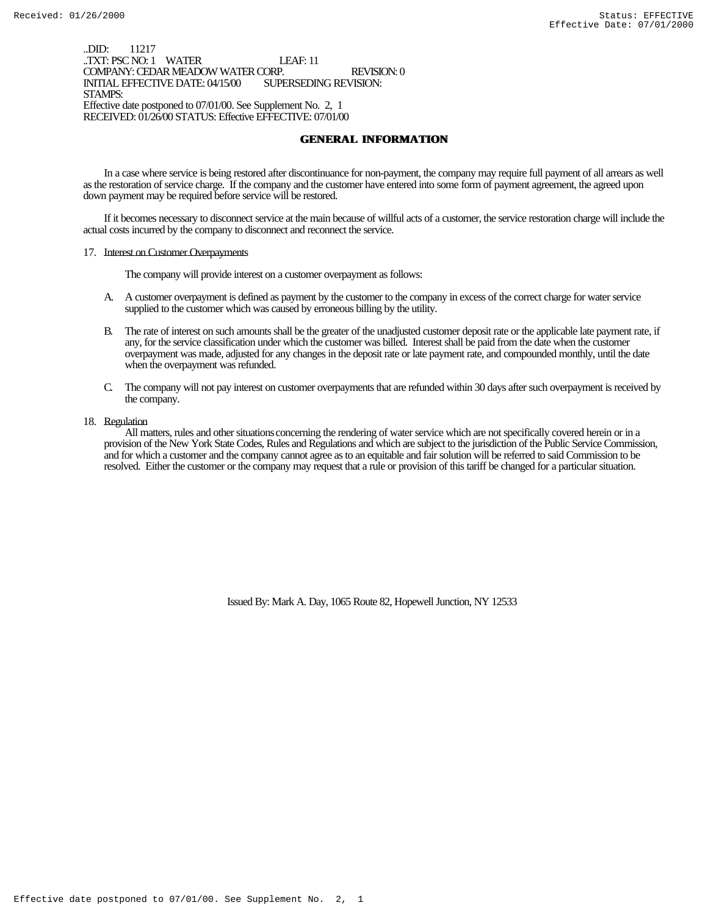..DID: 11217
..TXT: PSC NO: 1 WATER LEAF: 11
COMPANY: CEDAR MEADOW WATER CORP. REVISION: 0
INITIAL EFFECTIVE DATE: 04/15/00 SUPERSEDING REVISION:
STAMPS:
Effective date postponed to 07/01/00. See Supplement No. 2, 1
RECEIVED: 01/26/00 STATUS: Effective EFFECTIVE: 07/01/00

# GENERAL INFORMATION

In a case where service is being restored after discontinuance for non-payment, the company may require full payment of all arrears as well as the restoration of service charge. If the company and the customer have entered into some form of payment agreement, the agreed upon down payment may be required before service will be restored.

If it becomes necessary to disconnect service at the main because of willful acts of a customer, the service restoration charge will include the actual costs incurred by the company to disconnect and reconnect the service.

17. Interest on Customer Overpayments

    The company will provide interest on a customer overpayment as follows:

    A. A customer overpayment is defined as payment by the customer to the company in excess of the correct charge for water service supplied to the customer which was caused by erroneous billing by the utility.

    B. The rate of interest on such amounts shall be the greater of the unadjusted customer deposit rate or the applicable late payment rate, if any, for the service classification under which the customer was billed. Interest shall be paid from the date when the customer overpayment was made, adjusted for any changes in the deposit rate or late payment rate, and compounded monthly, until the date when the overpayment was refunded.

    C. The company will not pay interest on customer overpayments that are refunded within 30 days after such overpayment is received by the company.

18. Regulation

    All matters, rules and other situations concerning the rendering of water service which are not specifically covered herein or in a provision of the New York State Codes, Rules and Regulations and which are subject to the jurisdiction of the Public Service Commission, and for which a customer and the company cannot agree as to an equitable and fair solution will be referred to said Commission to be resolved. Either the customer or the company may request that a rule or provision of this tariff be changed for a particular situation.

Issued By: Mark A. Day, 1065 Route 82, Hopewell Junction, NY 12533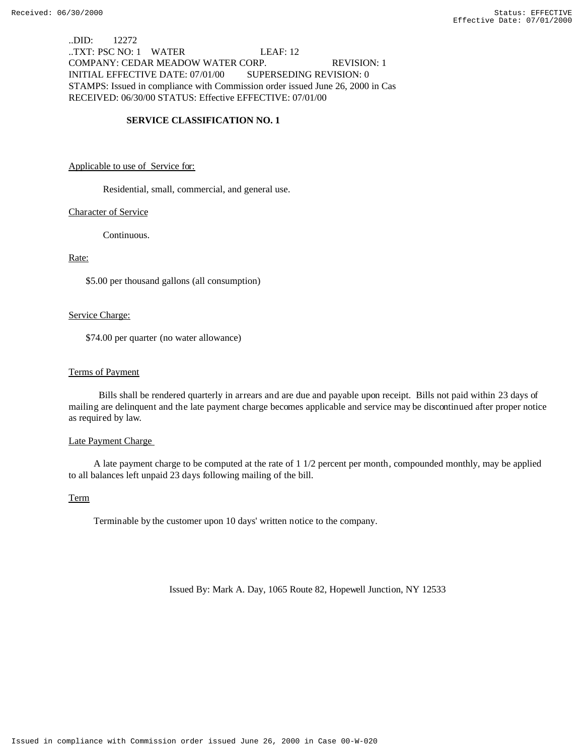..DID: 12272
..TXT: PSC NO: 1 WATER LEAF: 12
COMPANY: CEDAR MEADOW WATER CORP. REVISION: 1
INITIAL EFFECTIVE DATE: 07/01/00 SUPERSEDING REVISION: 0
STAMPS: Issued in compliance with Commission order issued June 26, 2000 in Cas
RECEIVED: 06/30/00 STATUS: Effective EFFECTIVE: 07/01/00

**SERVICE CLASSIFICATION NO. 1**

Applicable to use of Service for:

Residential, small, commercial, and general use.

Character of Service

Continuous.

Rate:

$5.00 per thousand gallons (all consumption)

Service Charge:

$74.00 per quarter (no water allowance)

Terms of Payment

Bills shall be rendered quarterly in arrears and are due and payable upon receipt. Bills not paid within 23 days of mailing are delinquent and the late payment charge becomes applicable and service may be discontinued after proper notice as required by law.

Late Payment Charge

A late payment charge to be computed at the rate of 1 1/2 percent per month, compounded monthly, may be applied to all balances left unpaid 23 days following mailing of the bill.

Term

Terminable by the customer upon 10 days' written notice to the company.

Issued By: Mark A. Day, 1065 Route 82, Hopewell Junction, NY 12533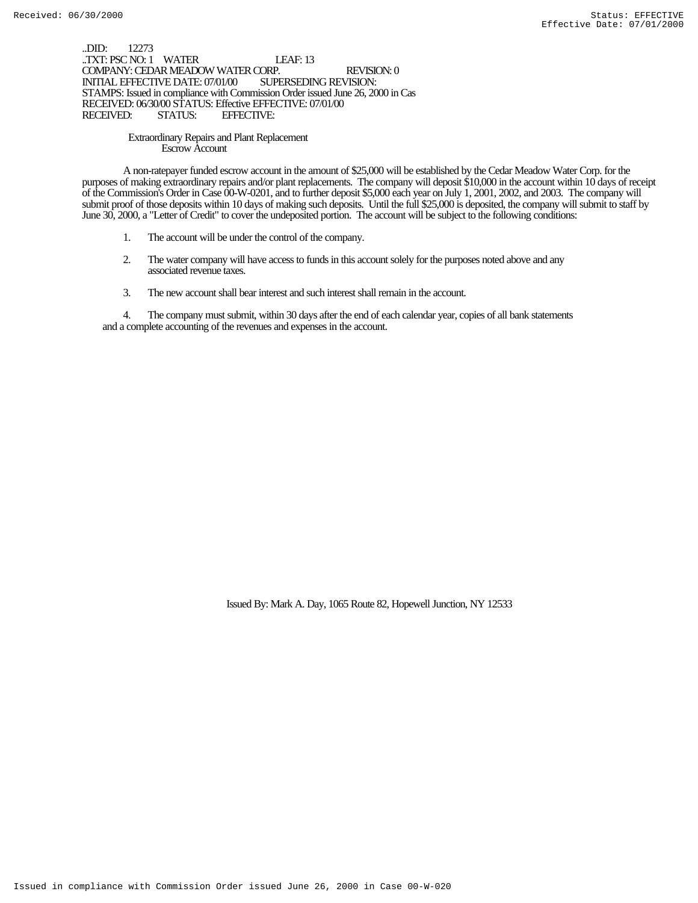..DID: 12273
..TXT: PSC NO: 1 WATER LEAF: 13
COMPANY: CEDAR MEADOW WATER CORP. REVISION: 0
INITIAL EFFECTIVE DATE: 07/01/00 SUPERSEDING REVISION:
STAMPS: Issued in compliance with Commission Order issued June 26, 2000 in Cas
RECEIVED: 06/30/00 STATUS: Effective EFFECTIVE: 07/01/00
RECEIVED: STATUS: EFFECTIVE:

Extraordinary Repairs and Plant Replacement
Escrow Account

A non-ratepayer funded escrow account in the amount of $25,000 will be established by the Cedar Meadow Water Corp. for the purposes of making extraordinary repairs and/or plant replacements. The company will deposit $10,000 in the account within 10 days of receipt of the Commission's Order in Case 00-W-0201, and to further deposit $5,000 each year on July 1, 2001, 2002, and 2003. The company will submit proof of those deposits within 10 days of making such deposits. Until the full $25,000 is deposited, the company will submit to staff by June 30, 2000, a "Letter of Credit" to cover the undeposited portion. The account will be subject to the following conditions:

1. The account will be under the control of the company.

2. The water company will have access to funds in this account solely for the purposes noted above and any associated revenue taxes.

3. The new account shall bear interest and such interest shall remain in the account.

4. The company must submit, within 30 days after the end of each calendar year, copies of all bank statements and a complete accounting of the revenues and expenses in the account.

Issued By: Mark A. Day, 1065 Route 82, Hopewell Junction, NY 12533